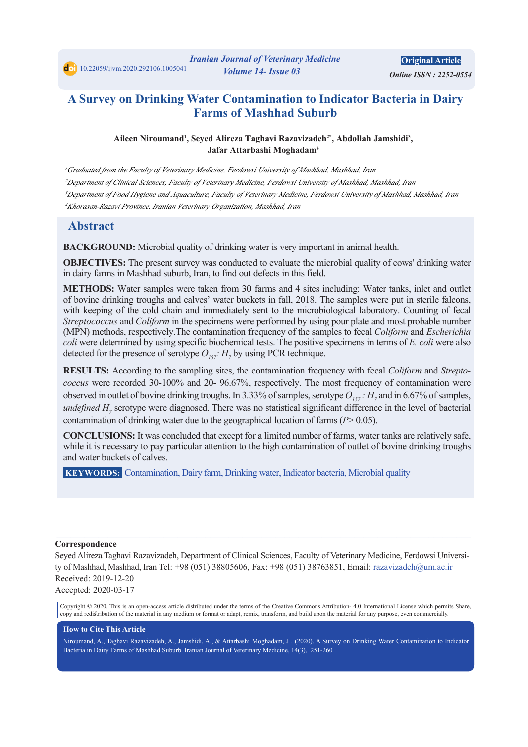10.22059/ijvm.2020.292106.1005041

Original Article

Online ISSN : 2252-0554

# A Survey on Drinking Water Contamination to Indicator Bacteria in Dairy Farms of Mashhad Suburb

**Aileen Niroumand[1], Seyed Alireza Taghavi Razavizadeh[2*], Abdollah Jamshidi[3], Jafar Attarbashi Moghadam[4]**

[1]*Graduated from the Faculty of Veterinary Medicine, Ferdowsi University of Mashhad, Mashhad, Iran*

[2]*Department of Clinical Sciences, Faculty of Veterinary Medicine, Ferdowsi University of Mashhad, Mashhad, Iran*

[3]*Department of Food Hygiene and Aquaculture, Faculty of Veterinary Medicine, Ferdowsi University of Mashhad, Mashhad, Iran*

[4]*Khorasan-Razavi Province. Iranian Veterinary Organization, Mashhad, Iran*

## Abstract

**BACKGROUND:** Microbial quality of drinking water is very important in animal health.

**OBJECTIVES:** The present survey was conducted to evaluate the microbial quality of cows' drinking water in dairy farms in Mashhad suburb, Iran, to find out defects in this field.

**METHODS:** Water samples were taken from 30 farms and 4 sites including: Water tanks, inlet and outlet of bovine drinking troughs and calves' water buckets in fall, 2018. The samples were put in sterile falcons, with keeping of the cold chain and immediately sent to the microbiological laboratory. Counting of fecal *Streptococcus* and *Coliform* in the specimens were performed by using pour plate and most probable number (MPN) methods, respectively.The contamination frequency of the samples to fecal *Coliform* and *Escherichia coli* were determined by using specific biochemical tests. The positive specimens in terms of *E. coli* were also detected for the presence of serotype $O_{157}$: $H_7$ by using PCR technique.

**RESULTS:** According to the sampling sites, the contamination frequency with fecal *Coliform* and *Streptococcus* were recorded 30-100% and 20- 96.67%, respectively. The most frequency of contamination were observed in outlet of bovine drinking troughs. In 3.33% of samples, serotype $O_{157}$ : $H_7$ and in 6.67% of samples, *undefined* $H_7$ serotype were diagnosed. There was no statistical significant difference in the level of bacterial contamination of drinking water due to the geographical location of farms ($P$> 0.05).

**CONCLUSIONS:** It was concluded that except for a limited number of farms, water tanks are relatively safe, while it is necessary to pay particular attention to the high contamination of outlet of bovine drinking troughs and water buckets of calves.

**KEYWORDS:** Contamination, Dairy farm, Drinking water, Indicator bacteria, Microbial quality

**Correspondence**

Seyed Alireza Taghavi Razavizadeh, Department of Clinical Sciences, Faculty of Veterinary Medicine, Ferdowsi University of Mashhad, Mashhad, Iran Tel: +98 (051) 38805606, Fax: +98 (051) 38763851, Email: razavizadeh@um.ac.ir

Received: 2019-12-20

Accepted: 2020-03-17

Copyright © 2020. This is an open-access article distributed under the terms of the Creative Commons Attribution- 4.0 International License which permits Share, copy and redistribution of the material in any medium or format or adapt, remix, transform, and build upon the material for any purpose, even commercially.

**How to Cite This Article**

Niroumand, A., Taghavi Razavizadeh, A., Jamshidi, A., & Attarbashi Moghadam, J . (2020). A Survey on Drinking Water Contamination to Indicator Bacteria in Dairy Farms of Mashhad Suburb. Iranian Journal of Veterinary Medicine, 14(3), 251-260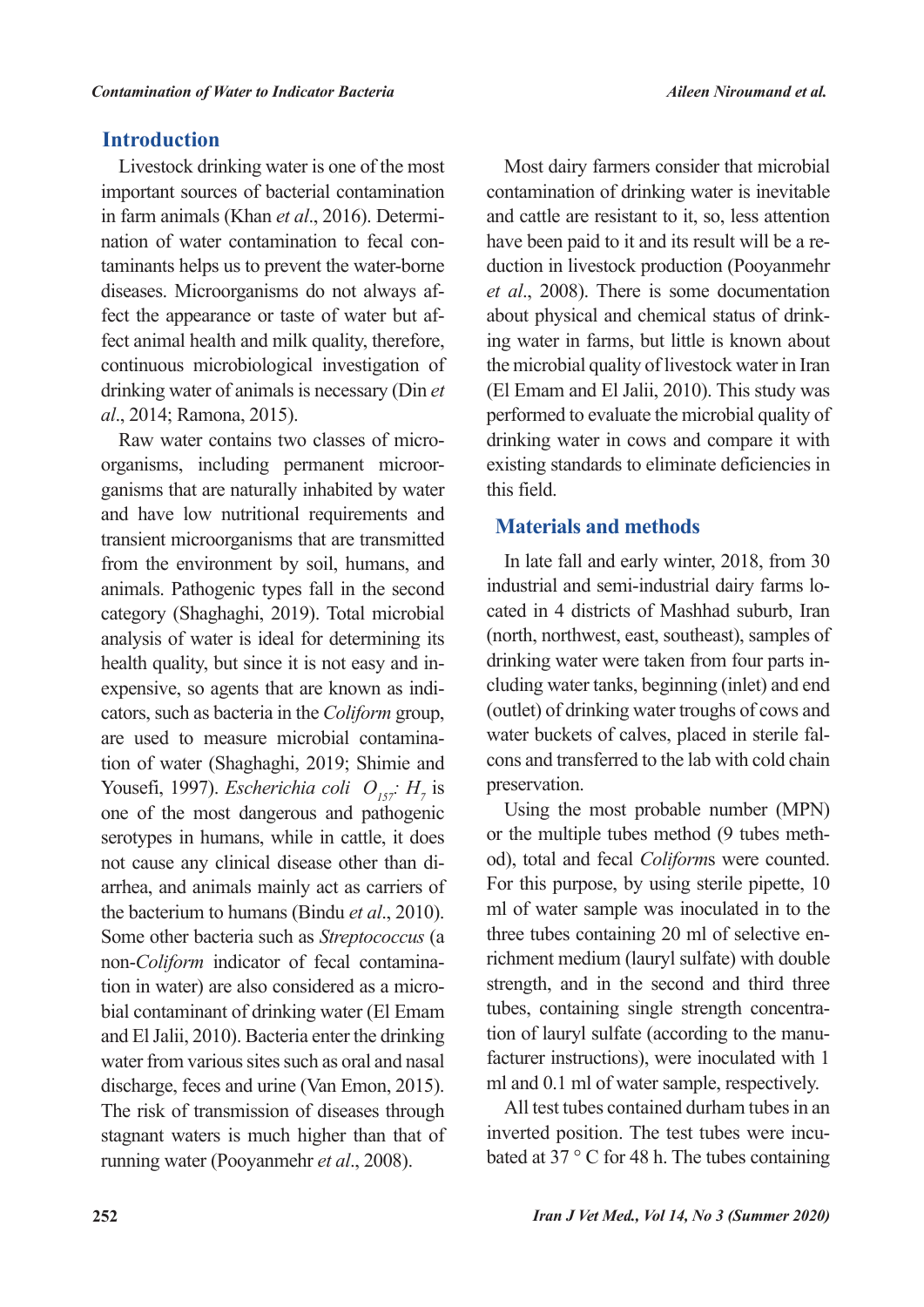## Introduction

Livestock drinking water is one of the most important sources of bacterial contamination in farm animals (Khan *et al*., 2016). Determination of water contamination to fecal contaminants helps us to prevent the water-borne diseases. Microorganisms do not always affect the appearance or taste of water but affect animal health and milk quality, therefore, continuous microbiological investigation of drinking water of animals is necessary (Din *et al*., 2014; Ramona, 2015).

Raw water contains two classes of microorganisms, including permanent microorganisms that are naturally inhabited by water and have low nutritional requirements and transient microorganisms that are transmitted from the environment by soil, humans, and animals. Pathogenic types fall in the second category (Shaghaghi, 2019). Total microbial analysis of water is ideal for determining its health quality, but since it is not easy and inexpensive, so agents that are known as indicators, such as bacteria in the *Coliform* group, are used to measure microbial contamination of water (Shaghaghi, 2019; Shimie and Yousefi, 1997). *Escherichia coli* $O_{157}$: $H_7$ is one of the most dangerous and pathogenic serotypes in humans, while in cattle, it does not cause any clinical disease other than diarrhea, and animals mainly act as carriers of the bacterium to humans (Bindu *et al*., 2010). Some other bacteria such as *Streptococcus* (a non-*Coliform* indicator of fecal contamination in water) are also considered as a microbial contaminant of drinking water (El Emam and El Jalii, 2010). Bacteria enter the drinking water from various sites such as oral and nasal discharge, feces and urine (Van Emon, 2015). The risk of transmission of diseases through stagnant waters is much higher than that of running water (Pooyanmehr *et al*., 2008).

Most dairy farmers consider that microbial contamination of drinking water is inevitable and cattle are resistant to it, so, less attention have been paid to it and its result will be a reduction in livestock production (Pooyanmehr *et al*., 2008). There is some documentation about physical and chemical status of drinking water in farms, but little is known about the microbial quality of livestock water in Iran (El Emam and El Jalii, 2010). This study was performed to evaluate the microbial quality of drinking water in cows and compare it with existing standards to eliminate deficiencies in this field.

## Materials and methods

In late fall and early winter, 2018, from 30 industrial and semi-industrial dairy farms located in 4 districts of Mashhad suburb, Iran (north, northwest, east, southeast), samples of drinking water were taken from four parts including water tanks, beginning (inlet) and end (outlet) of drinking water troughs of cows and water buckets of calves, placed in sterile falcons and transferred to the lab with cold chain preservation.

Using the most probable number (MPN) or the multiple tubes method (9 tubes method), total and fecal *Coliform*s were counted. For this purpose, by using sterile pipette, 10 ml of water sample was inoculated in to the three tubes containing 20 ml of selective enrichment medium (lauryl sulfate) with double strength, and in the second and third three tubes, containing single strength concentration of lauryl sulfate (according to the manufacturer instructions), were inoculated with 1 ml and 0.1 ml of water sample, respectively.

All test tubes contained durham tubes in an inverted position. The test tubes were incubated at 37 ° C for 48 h. The tubes containing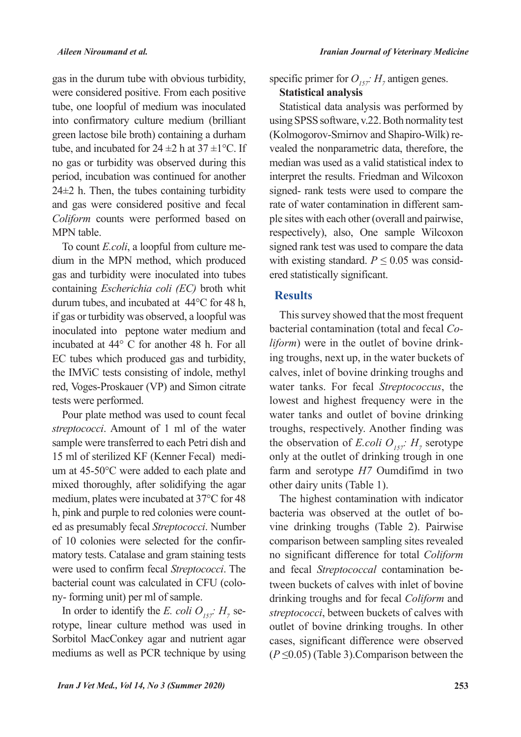gas in the durum tube with obvious turbidity, were considered positive. From each positive tube, one loopful of medium was inoculated into confirmatory culture medium (brilliant green lactose bile broth) containing a durham tube, and incubated for 24 ±2 h at 37 ±1°C. If no gas or turbidity was observed during this period, incubation was continued for another 24±2 h. Then, the tubes containing turbidity and gas were considered positive and fecal *Coliform* counts were performed based on MPN table.

To count *E.coli*, a loopful from culture medium in the MPN method, which produced gas and turbidity were inoculated into tubes containing *Escherichia coli (EC)* broth whit durum tubes, and incubated at 44°C for 48 h, if gas or turbidity was observed, a loopful was inoculated into peptone water medium and incubated at 44° C for another 48 h. For all EC tubes which produced gas and turbidity, the IMViC tests consisting of indole, methyl red, Voges-Proskauer (VP) and Simon citrate tests were performed.

Pour plate method was used to count fecal *streptococci*. Amount of 1 ml of the water sample were transferred to each Petri dish and 15 ml of sterilized KF (Kenner Fecal) medium at 45-50°C were added to each plate and mixed thoroughly, after solidifying the agar medium, plates were incubated at 37°C for 48 h, pink and purple to red colonies were counted as presumably fecal *Streptococci*. Number of 10 colonies were selected for the confirmatory tests. Catalase and gram staining tests were used to confirm fecal *Streptococci*. The bacterial count was calculated in CFU (colony- forming unit) per ml of sample.

In order to identify the *E. coli* $O_{157}$: $H_7$ serotype, linear culture method was used in Sorbitol MacConkey agar and nutrient agar mediums as well as PCR technique by using specific primer for $O_{157}$: $H_7$ antigen genes.

**Statistical analysis**

Statistical data analysis was performed by using SPSS software, v.22. Both normality test (Kolmogorov-Smirnov and Shapiro-Wilk) revealed the nonparametric data, therefore, the median was used as a valid statistical index to interpret the results. Friedman and Wilcoxon signed- rank tests were used to compare the rate of water contamination in different sample sites with each other (overall and pairwise, respectively), also, One sample Wilcoxon signed rank test was used to compare the data with existing standard. $P \leq 0.05$ was considered statistically significant.

## Results

This survey showed that the most frequent bacterial contamination (total and fecal *Coliform*) were in the outlet of bovine drinking troughs, next up, in the water buckets of calves, inlet of bovine drinking troughs and water tanks. For fecal *Streptococcus*, the lowest and highest frequency were in the water tanks and outlet of bovine drinking troughs, respectively. Another finding was the observation of *E.coli* $O_{157}$: $H_7$ serotype only at the outlet of drinking trough in one farm and serotype *H7* Oumdifimd in two other dairy units (Table 1).

The highest contamination with indicator bacteria was observed at the outlet of bovine drinking troughs (Table 2). Pairwise comparison between sampling sites revealed no significant difference for total *Coliform* and fecal *Streptococcal* contamination between buckets of calves with inlet of bovine drinking troughs and for fecal *Coliform* and *streptococci*, between buckets of calves with outlet of bovine drinking troughs. In other cases, significant difference were observed ($P \leq 0.05$) (Table 3).Comparison between the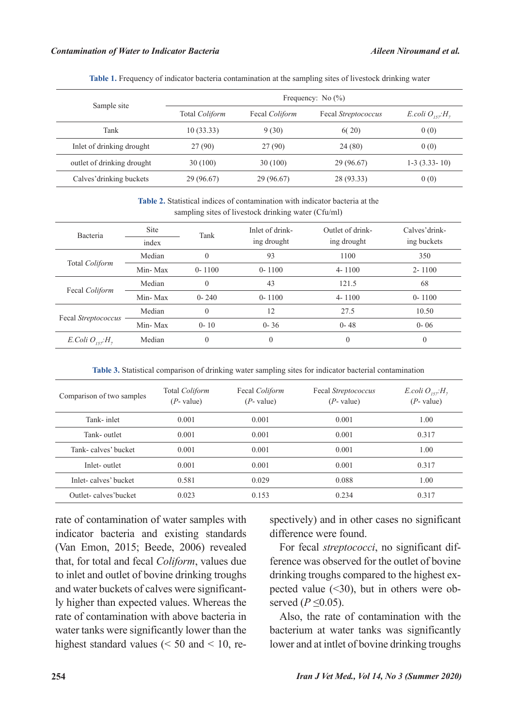**Table 1.** Frequency of indicator bacteria contamination at the sampling sites of livestock drinking water

| Sample site | Frequency: No (%) | | | |
|---|---|---|---|---|
| | Total *Coliform* | Fecal *Coliform* | Fecal *Streptococcus* | *E.coli* $O_{157}$:$H_7$ |
| Tank | 10 (33.33) | 9 (30) | 6( 20) | 0 (0) |
| Inlet of drinking drought | 27 (90) | 27 (90) | 24 (80) | 0 (0) |
| outlet of drinking drought | 30 (100) | 30 (100) | 29 (96.67) | 1-3 (3.33- 10) |
| Calves'drinking buckets | 29 (96.67) | 29 (96.67) | 28 (93.33) | 0 (0) |

**Table 2.** Statistical indices of contamination with indicator bacteria at the sampling sites of livestock drinking water (Cfu/ml)

| Bacteria | Site / index | Tank | Inlet of drinking drought | Outlet of drinking drought | Calves'drinking buckets |
|---|---|---|---|---|---|
| Total *Coliform* | Median | 0 | 93 | 1100 | 350 |
| | Min- Max | 0- 1100 | 0- 1100 | 4- 1100 | 2- 1100 |
| Fecal *Coliform* | Median | 0 | 43 | 121.5 | 68 |
| | Min- Max | 0- 240 | 0- 1100 | 4- 1100 | 0- 1100 |
| Fecal *Streptococcus* | Median | 0 | 12 | 27.5 | 10.50 |
| | Min- Max | 0- 10 | 0- 36 | 0- 48 | 0- 06 |
| *E.Coli* $O_{157}$:$H_7$ | Median | 0 | 0 | 0 | 0 |

**Table 3.** Statistical comparison of drinking water sampling sites for indicator bacterial contamination

| Comparison of two samples | Total *Coliform* (*P*- value) | Fecal *Coliform* (*P*- value) | Fecal *Streptococcus* (*P*- value) | *E.coli* $O_{157}$:$H_7$ (*P*- value) |
|---|---|---|---|---|
| Tank- inlet | 0.001 | 0.001 | 0.001 | 1.00 |
| Tank- outlet | 0.001 | 0.001 | 0.001 | 0.317 |
| Tank- calves' bucket | 0.001 | 0.001 | 0.001 | 1.00 |
| Inlet- outlet | 0.001 | 0.001 | 0.001 | 0.317 |
| Inlet- calves' bucket | 0.581 | 0.029 | 0.088 | 1.00 |
| Outlet- calves'bucket | 0.023 | 0.153 | 0.234 | 0.317 |

rate of contamination of water samples with indicator bacteria and existing standards (Van Emon, 2015; Beede, 2006) revealed that, for total and fecal *Coliform*, values due to inlet and outlet of bovine drinking troughs and water buckets of calves were significantly higher than expected values. Whereas the rate of contamination with above bacteria in water tanks were significantly lower than the highest standard values (< 50 and < 10, respectively) and in other cases no significant difference were found.

For fecal *streptococci*, no significant difference was observed for the outlet of bovine drinking troughs compared to the highest expected value (<30), but in others were observed ($P \leq 0.05$).

Also, the rate of contamination with the bacterium at water tanks was significantly lower and at intlet of bovine drinking troughs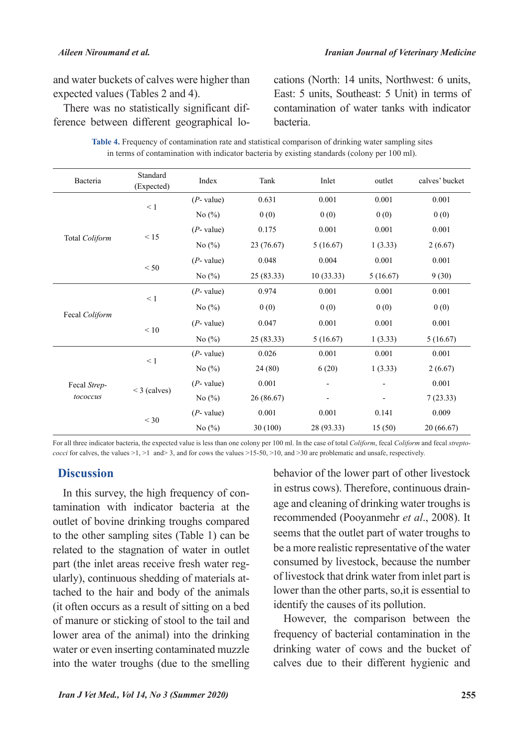and water buckets of calves were higher than expected values (Tables 2 and 4).

There was no statistically significant difference between different geographical locations (North: 14 units, Northwest: 6 units, East: 5 units, Southeast: 5 Unit) in terms of contamination of water tanks with indicator bacteria.

**Table 4.** Frequency of contamination rate and statistical comparison of drinking water sampling sites in terms of contamination with indicator bacteria by existing standards (colony per 100 ml).

| Bacteria | Standard (Expected) | Index | Tank | Inlet | outlet | calves' bucket |
|---|---|---|---|---|---|---|
| Total *Coliform* | < 1 | (*P*- value) | 0.631 | 0.001 | 0.001 | 0.001 |
| | | No (%) | 0 (0) | 0 (0) | 0 (0) | 0 (0) |
| | < 15 | (*P*- value) | 0.175 | 0.001 | 0.001 | 0.001 |
| | | No (%) | 23 (76.67) | 5 (16.67) | 1 (3.33) | 2 (6.67) |
| | < 50 | (*P*- value) | 0.048 | 0.004 | 0.001 | 0.001 |
| | | No (%) | 25 (83.33) | 10 (33.33) | 5 (16.67) | 9 (30) |
| Fecal *Coliform* | < 1 | (*P*- value) | 0.974 | 0.001 | 0.001 | 0.001 |
| | | No (%) | 0 (0) | 0 (0) | 0 (0) | 0 (0) |
| | < 10 | (*P*- value) | 0.047 | 0.001 | 0.001 | 0.001 |
| | | No (%) | 25 (83.33) | 5 (16.67) | 1 (3.33) | 5 (16.67) |
| Fecal *Streptococcus* | < 1 | (*P*- value) | 0.026 | 0.001 | 0.001 | 0.001 |
| | | No (%) | 24 (80) | 6 (20) | 1 (3.33) | 2 (6.67) |
| | < 3 (calves) | (*P*- value) | 0.001 | - | - | 0.001 |
| | | No (%) | 26 (86.67) | - | - | 7 (23.33) |
| | < 30 | (*P*- value) | 0.001 | 0.001 | 0.141 | 0.009 |
| | | No (%) | 30 (100) | 28 (93.33) | 15 (50) | 20 (66.67) |

For all three indicator bacteria, the expected value is less than one colony per 100 ml. In the case of total *Coliform*, fecal *Coliform* and fecal *streptococci* for calves, the values >1, >1 and> 3, and for cows the values >15-50, >10, and >30 are problematic and unsafe, respectively.

## Discussion

In this survey, the high frequency of contamination with indicator bacteria at the outlet of bovine drinking troughs compared to the other sampling sites (Table 1) can be related to the stagnation of water in outlet part (the inlet areas receive fresh water regularly), continuous shedding of materials attached to the hair and body of the animals (it often occurs as a result of sitting on a bed of manure or sticking of stool to the tail and lower area of the animal) into the drinking water or even inserting contaminated muzzle into the water troughs (due to the smelling behavior of the lower part of other livestock in estrus cows). Therefore, continuous drainage and cleaning of drinking water troughs is recommended (Pooyanmehr *et al*., 2008). It seems that the outlet part of water troughs to be a more realistic representative of the water consumed by livestock, because the number of livestock that drink water from inlet part is lower than the other parts, so,it is essential to identify the causes of its pollution.

However, the comparison between the frequency of bacterial contamination in the drinking water of cows and the bucket of calves due to their different hygienic and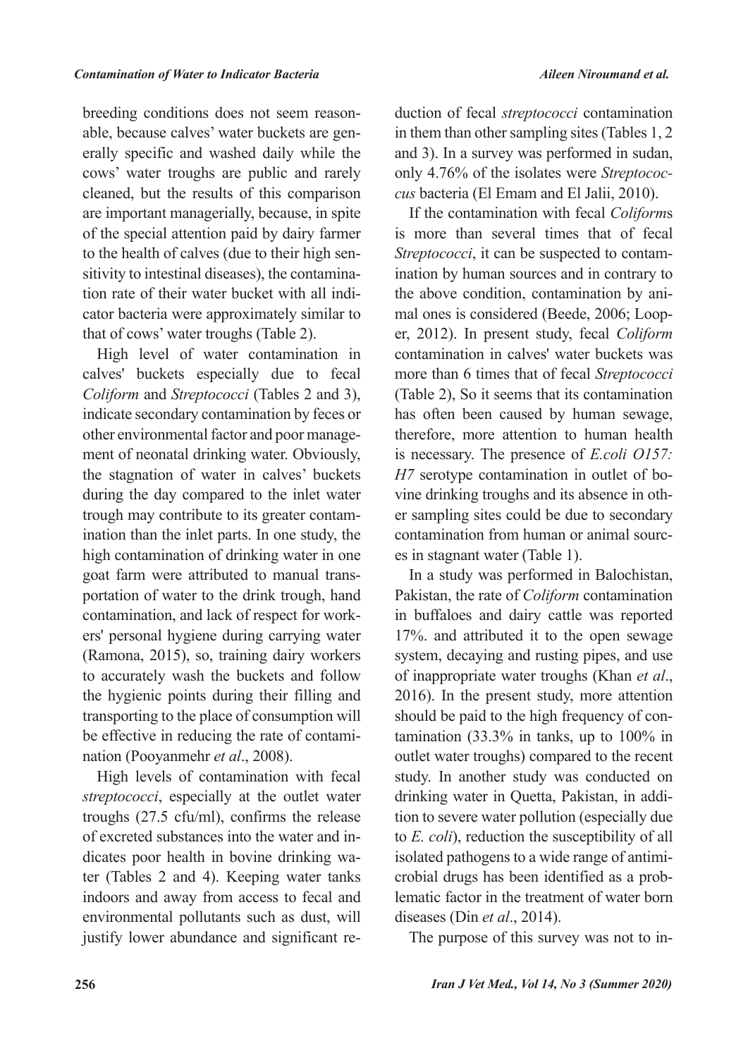breeding conditions does not seem reasonable, because calves' water buckets are generally specific and washed daily while the cows' water troughs are public and rarely cleaned, but the results of this comparison are important managerially, because, in spite of the special attention paid by dairy farmer to the health of calves (due to their high sensitivity to intestinal diseases), the contamination rate of their water bucket with all indicator bacteria were approximately similar to that of cows' water troughs (Table 2).

High level of water contamination in calves' buckets especially due to fecal *Coliform* and *Streptococci* (Tables 2 and 3), indicate secondary contamination by feces or other environmental factor and poor management of neonatal drinking water. Obviously, the stagnation of water in calves' buckets during the day compared to the inlet water trough may contribute to its greater contamination than the inlet parts. In one study, the high contamination of drinking water in one goat farm were attributed to manual transportation of water to the drink trough, hand contamination, and lack of respect for workers' personal hygiene during carrying water (Ramona, 2015), so, training dairy workers to accurately wash the buckets and follow the hygienic points during their filling and transporting to the place of consumption will be effective in reducing the rate of contamination (Pooyanmehr *et al*., 2008).

High levels of contamination with fecal *streptococci*, especially at the outlet water troughs (27.5 cfu/ml), confirms the release of excreted substances into the water and indicates poor health in bovine drinking water (Tables 2 and 4). Keeping water tanks indoors and away from access to fecal and environmental pollutants such as dust, will justify lower abundance and significant reduction of fecal *streptococci* contamination in them than other sampling sites (Tables 1, 2 and 3). In a survey was performed in sudan, only 4.76% of the isolates were *Streptococcus* bacteria (El Emam and El Jalii, 2010).

If the contamination with fecal *Coliform*s is more than several times that of fecal *Streptococci*, it can be suspected to contamination by human sources and in contrary to the above condition, contamination by animal ones is considered (Beede, 2006; Looper, 2012). In present study, fecal *Coliform* contamination in calves' water buckets was more than 6 times that of fecal *Streptococci* (Table 2), So it seems that its contamination has often been caused by human sewage, therefore, more attention to human health is necessary. The presence of *E.coli O157: H7* serotype contamination in outlet of bovine drinking troughs and its absence in other sampling sites could be due to secondary contamination from human or animal sources in stagnant water (Table 1).

In a study was performed in Balochistan, Pakistan, the rate of *Coliform* contamination in buffaloes and dairy cattle was reported 17%. and attributed it to the open sewage system, decaying and rusting pipes, and use of inappropriate water troughs (Khan *et al*., 2016). In the present study, more attention should be paid to the high frequency of contamination (33.3% in tanks, up to 100% in outlet water troughs) compared to the recent study. In another study was conducted on drinking water in Quetta, Pakistan, in addition to severe water pollution (especially due to *E. coli*), reduction the susceptibility of all isolated pathogens to a wide range of antimicrobial drugs has been identified as a problematic factor in the treatment of water born diseases (Din *et al*., 2014).

The purpose of this survey was not to in-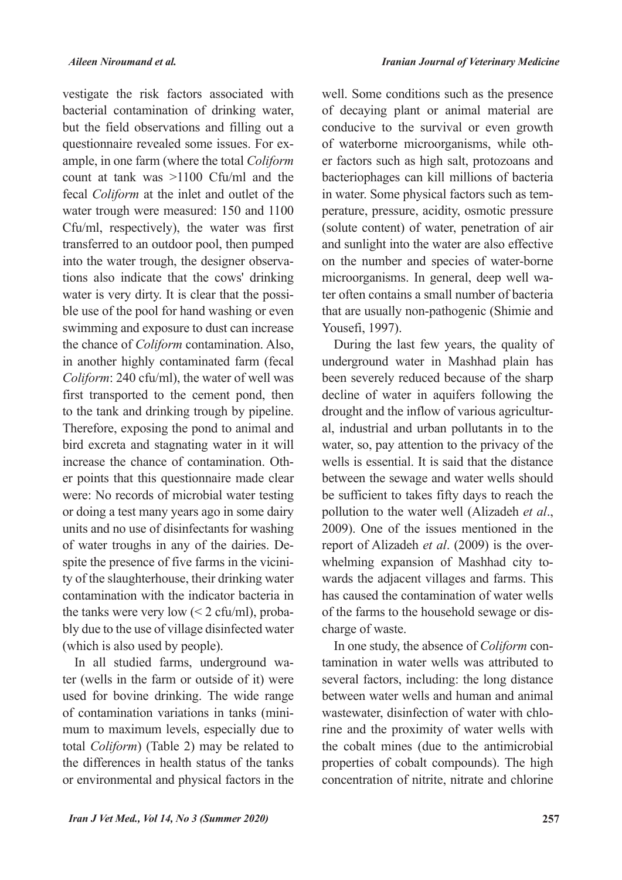vestigate the risk factors associated with bacterial contamination of drinking water, but the field observations and filling out a questionnaire revealed some issues. For example, in one farm (where the total *Coliform* count at tank was >1100 Cfu/ml and the fecal *Coliform* at the inlet and outlet of the water trough were measured: 150 and 1100 Cfu/ml, respectively), the water was first transferred to an outdoor pool, then pumped into the water trough, the designer observations also indicate that the cows' drinking water is very dirty. It is clear that the possible use of the pool for hand washing or even swimming and exposure to dust can increase the chance of *Coliform* contamination. Also, in another highly contaminated farm (fecal *Coliform*: 240 cfu/ml), the water of well was first transported to the cement pond, then to the tank and drinking trough by pipeline. Therefore, exposing the pond to animal and bird excreta and stagnating water in it will increase the chance of contamination. Other points that this questionnaire made clear were: No records of microbial water testing or doing a test many years ago in some dairy units and no use of disinfectants for washing of water troughs in any of the dairies. Despite the presence of five farms in the vicinity of the slaughterhouse, their drinking water contamination with the indicator bacteria in the tanks were very low (< 2 cfu/ml), probably due to the use of village disinfected water (which is also used by people).

In all studied farms, underground water (wells in the farm or outside of it) were used for bovine drinking. The wide range of contamination variations in tanks (minimum to maximum levels, especially due to total *Coliform*) (Table 2) may be related to the differences in health status of the tanks or environmental and physical factors in the well. Some conditions such as the presence of decaying plant or animal material are conducive to the survival or even growth of waterborne microorganisms, while other factors such as high salt, protozoans and bacteriophages can kill millions of bacteria in water. Some physical factors such as temperature, pressure, acidity, osmotic pressure (solute content) of water, penetration of air and sunlight into the water are also effective on the number and species of water-borne microorganisms. In general, deep well water often contains a small number of bacteria that are usually non-pathogenic (Shimie and Yousefi, 1997).

During the last few years, the quality of underground water in Mashhad plain has been severely reduced because of the sharp decline of water in aquifers following the drought and the inflow of various agricultural, industrial and urban pollutants in to the water, so, pay attention to the privacy of the wells is essential. It is said that the distance between the sewage and water wells should be sufficient to takes fifty days to reach the pollution to the water well (Alizadeh *et al*., 2009). One of the issues mentioned in the report of Alizadeh *et al*. (2009) is the overwhelming expansion of Mashhad city towards the adjacent villages and farms. This has caused the contamination of water wells of the farms to the household sewage or discharge of waste.

In one study, the absence of *Coliform* contamination in water wells was attributed to several factors, including: the long distance between water wells and human and animal wastewater, disinfection of water with chlorine and the proximity of water wells with the cobalt mines (due to the antimicrobial properties of cobalt compounds). The high concentration of nitrite, nitrate and chlorine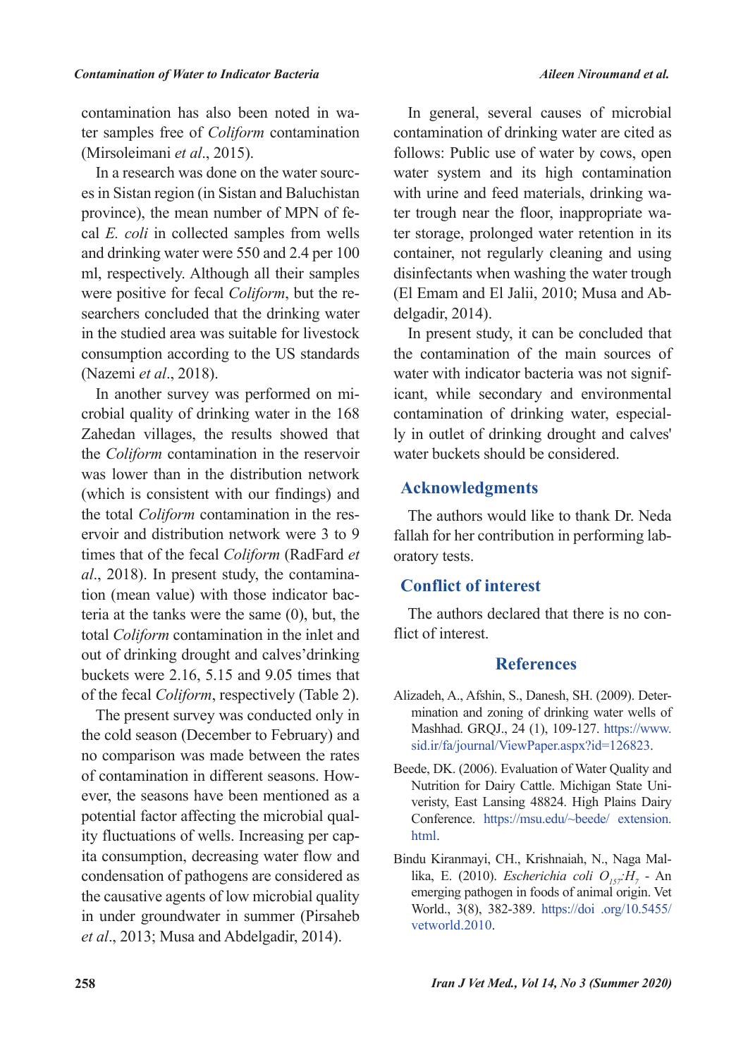contamination has also been noted in water samples free of *Coliform* contamination (Mirsoleimani *et al*., 2015).

In a research was done on the water sources in Sistan region (in Sistan and Baluchistan province), the mean number of MPN of fecal *E. coli* in collected samples from wells and drinking water were 550 and 2.4 per 100 ml, respectively. Although all their samples were positive for fecal *Coliform*, but the researchers concluded that the drinking water in the studied area was suitable for livestock consumption according to the US standards (Nazemi *et al*., 2018).

In another survey was performed on microbial quality of drinking water in the 168 Zahedan villages, the results showed that the *Coliform* contamination in the reservoir was lower than in the distribution network (which is consistent with our findings) and the total *Coliform* contamination in the reservoir and distribution network were 3 to 9 times that of the fecal *Coliform* (RadFard *et al*., 2018). In present study, the contamination (mean value) with those indicator bacteria at the tanks were the same (0), but, the total *Coliform* contamination in the inlet and out of drinking drought and calves'drinking buckets were 2.16, 5.15 and 9.05 times that of the fecal *Coliform*, respectively (Table 2).

The present survey was conducted only in the cold season (December to February) and no comparison was made between the rates of contamination in different seasons. However, the seasons have been mentioned as a potential factor affecting the microbial quality fluctuations of wells. Increasing per capita consumption, decreasing water flow and condensation of pathogens are considered as the causative agents of low microbial quality in under groundwater in summer (Pirsaheb *et al*., 2013; Musa and Abdelgadir, 2014).

In general, several causes of microbial contamination of drinking water are cited as follows: Public use of water by cows, open water system and its high contamination with urine and feed materials, drinking water trough near the floor, inappropriate water storage, prolonged water retention in its container, not regularly cleaning and using disinfectants when washing the water trough (El Emam and El Jalii, 2010; Musa and Abdelgadir, 2014).

In present study, it can be concluded that the contamination of the main sources of water with indicator bacteria was not significant, while secondary and environmental contamination of drinking water, especially in outlet of drinking drought and calves' water buckets should be considered.

## Acknowledgments

The authors would like to thank Dr. Neda fallah for her contribution in performing laboratory tests.

## Conflict of interest

The authors declared that there is no conflict of interest.

## References

Alizadeh, A., Afshin, S., Danesh, SH. (2009). Determination and zoning of drinking water wells of Mashhad. GRQJ., 24 (1), 109-127. https://www.sid.ir/fa/journal/ViewPaper.aspx?id=126823.

Beede, DK. (2006). Evaluation of Water Quality and Nutrition for Dairy Cattle. Michigan State Univeristy, East Lansing 48824. High Plains Dairy Conference. https://msu.edu/~beede/ extension.html.

Bindu Kiranmayi, CH., Krishnaiah, N., Naga Mallika, E. (2010). *Escherichia coli* $O_{157}$:$H_7$ - An emerging pathogen in foods of animal origin. Vet World., 3(8), 382-389. https://doi .org/10.5455/vetworld.2010.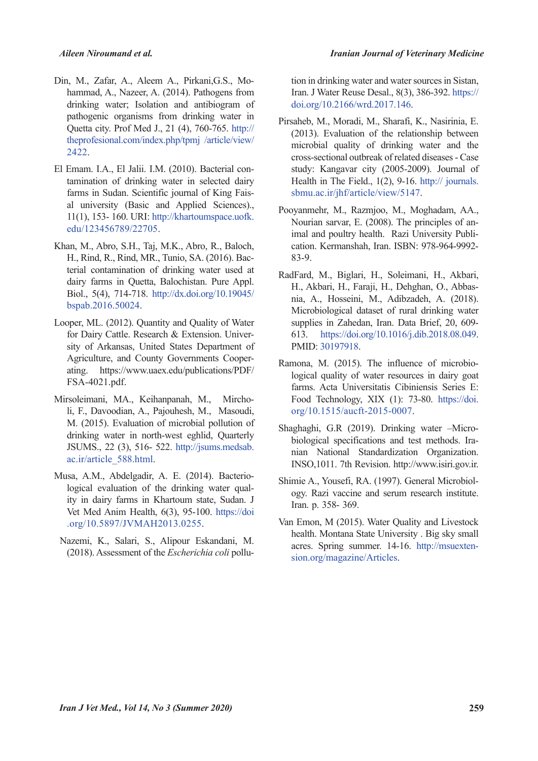Din, M., Zafar, A., Aleem A., Pirkani,G.S., Mohammad, A., Nazeer, A. (2014). Pathogens from drinking water; Isolation and antibiogram of pathogenic organisms from drinking water in Quetta city. Prof Med J., 21 (4), 760-765. http://theprofesional.com/index.php/tpmj /article/view/2422.

El Emam. I.A., El Jalii. I.M. (2010). Bacterial contamination of drinking water in selected dairy farms in Sudan. Scientific journal of King Faisal university (Basic and Applied Sciences)., 11(1), 153- 160. URI: http://khartoumspace.uofk.edu/123456789/22705.

Khan, M., Abro, S.H., Taj, M.K., Abro, R., Baloch, H., Rind, R., Rind, MR., Tunio, SA. (2016). Bacterial contamination of drinking water used at dairy farms in Quetta, Balochistan. Pure Appl. Biol., 5(4), 714-718. http://dx.doi.org/10.19045/bspab.2016.50024.

Looper, ML. (2012). Quantity and Quality of Water for Dairy Cattle. Research & Extension. University of Arkansas, United States Department of Agriculture, and County Governments Cooperating. https://www.uaex.edu/publications/PDF/FSA-4021.pdf.

Mirsoleimani, MA., Keihanpanah, M., Mircholi, F., Davoodian, A., Pajouhesh, M., Masoudi, M. (2015). Evaluation of microbial pollution of drinking water in north-west eghlid, Quarterly JSUMS., 22 (3), 516- 522. http://jsums.medsab.ac.ir/article_588.html.

Musa, A.M., Abdelgadir, A. E. (2014). Bacteriological evaluation of the drinking water quality in dairy farms in Khartoum state, Sudan. J Vet Med Anim Health, 6(3), 95-100. https://doi.org/10.5897/JVMAH2013.0255.

Nazemi, K., Salari, S., Alipour Eskandani, M. (2018). Assessment of the *Escherichia coli* pollution in drinking water and water sources in Sistan, Iran. J Water Reuse Desal., 8(3), 386-392. https://doi.org/10.2166/wrd.2017.146.

Pirsaheb, M., Moradi, M., Sharafi, K., Nasirinia, E. (2013). Evaluation of the relationship between microbial quality of drinking water and the cross-sectional outbreak of related diseases - Case study: Kangavar city (2005-2009). Journal of Health in The Field., 1(2), 9-16. http:// journals.sbmu.ac.ir/jhf/article/view/5147.

Pooyanmehr, M., Razmjoo, M., Moghadam, AA., Nourian sarvar, E. (2008). The principles of animal and poultry health. Razi University Publication. Kermanshah, Iran. ISBN: 978-964-9992-83-9.

RadFard, M., Biglari, H., Soleimani, H., Akbari, H., Akbari, H., Faraji, H., Dehghan, O., Abbasnia, A., Hosseini, M., Adibzadeh, A. (2018). Microbiological dataset of rural drinking water supplies in Zahedan, Iran. Data Brief, 20, 609-613. https://doi.org/10.1016/j.dib.2018.08.049. PMID: 30197918.

Ramona, M. (2015). The influence of microbiological quality of water resources in dairy goat farms. Acta Universitatis Cibiniensis Series E: Food Technology, XIX (1): 73-80. https://doi.org/10.1515/aucft-2015-0007.

Shaghaghi, G.R (2019). Drinking water –Microbiological specifications and test methods. Iranian National Standardization Organization. INSO,1011. 7th Revision. http://www.isiri.gov.ir.

Shimie A., Yousefi, RA. (1997). General Microbiology. Razi vaccine and serum research institute. Iran. p. 358- 369.

Van Emon, M (2015). Water Quality and Livestock health. Montana State University . Big sky small acres. Spring summer. 14-16. http://msuextension.org/magazine/Articles.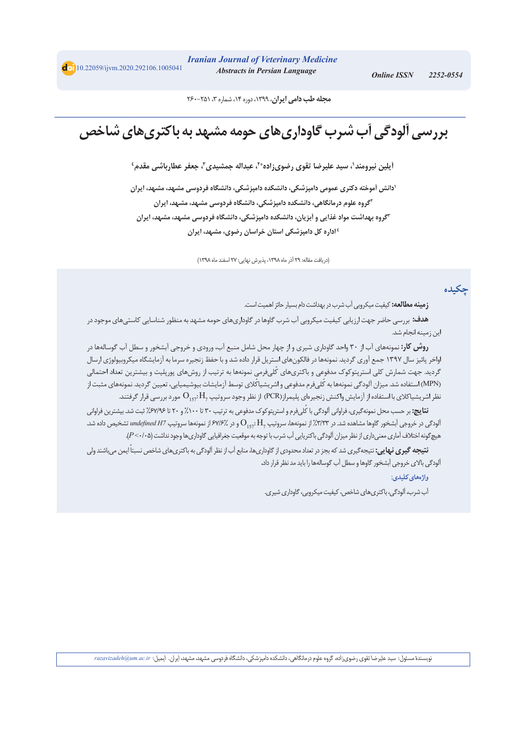# بررسی آلودگی آب شرب گاوداری‌های حومه مشهد به باکتری‌های شاخص

**آیلین نیرومند[۱]، سید علیرضا تقوی رضوی‌زاده[۲*]، عبداله جمشیدی[۳]، جعفر عطارباشی مقدم[۴]**

[۱] دانش آموخته دکتری عمومی دامپزشکی، دانشکده دامپزشکی، دانشگاه فردوسی مشهد، مشهد، ایران

[۲] گروه علوم درمانگاهی، دانشکده دامپزشکی، دانشگاه فردوسی مشهد، مشهد، ایران

[۳] گروه بهداشت مواد غذایی و آبزیان، دانشکده دامپزشکی، دانشگاه فردوسی مشهد، مشهد، ایران

[۴] اداره کل دامپزشکی استان خراسان رضوی، مشهد، ایران

(دریافت مقاله: ۲۹ آذر ماه ۱۳۹۸، پذیرش نهایی: ۲۷ اسفند ماه ۱۳۹۸)

## چکیده

**زمینه مطالعه:** کیفیت میکروبی آب شرب در بهداشت دام بسیار حائز اهمیت است.

**هدف:** بررسی حاضر جهت ارزیابی کیفیت میکروبی آب شرب گاوها در گاوداری‌های حومه مشهد به منظور شناسایی کاستی‌های موجود در این زمینه انجام شد.

**روش کار:** نمونه‌های آب از ۳۰ واحد گاوداری شیری و از چهار محل شامل منبع آب، ورودی و خروجی آبشخور و سطل آب گوساله‌ها در اواخر پائیز سال ۱۳۹۷ جمع آوری گردید. نمونه‌ها در فالکون‌های استریل قرار داده شد و با حفظ زنجیره سرما به آزمایشگاه میکروبیولوژی ارسال گردید. جهت شمارش کلی استرپتوکوک مدفوعی و باکتری‌های کُلی‌فرمی نمونه‌ها به ترتیب از روش‌های پورپلیت و بیشترین تعداد احتمالی (MPN) استفاده شد. میزان آلودگی نمونه‌ها به کُلی‌فرم مدفوعی و اشریشیاکُلای توسط آزمایشات بیوشیمیایی، تعیین گردید. نمونه‌های مثبت از نظر اشریشیاکلای با استفاده از آزمایش واکنش زنجیره‌ای پلیمراز(PCR) از نظر وجود سروتیپ $O_{157}$:$H_7$ مورد بررسی قرار گرفتند.

**نتایج:** بر حسب محل نمونه‌گیری، فراوانی آلودگی با کُلی‌فرم و استرپتوکوک مدفوعی به ترتیب ۳۰ تا ۱۰۰٪ و ۲۰ تا ۶۷/۹۶٪ ثبت شد. بیشترین فراوانی آلودگی در خروجی آبشخور گاوها مشاهده شد. در ۳/۳۳٪ از نمونه‌ها، سروتیپ $O_{157}$:$H_7$ و در ۶۷/۶٪ از نمونه‌ها سروتیپ *undefined H7* تشخیص داده شد. هیچ‌گونه اختلاف آماری معنی‌داری از نظر میزان آلودگی باکتریایی آب شرب با توجه به موقعیت جغرافیایی گاوداری‌ها وجود نداشت ($P$<۰/۰۵).

**نتیجه گیری نهایی:** نتیجه‌گیری شد که بجز در تعداد محدودی از گاوداری‌ها، منابع آب از نظر آلودگی به باکتری‌های شاخص نسبتاً ایمن می‌باشند ولی آلودگی بالای خروجی آبشخور گاوها و سطل آب گوساله‌ها را باید مد نظر قرار داد.

**واژه‌های کلیدی:**

آب شرب، آلودگی، باکتری‌های شاخص، کیفیت میکروبی، گاوداری شیری.

نویسندهٔ مسئول: سید علیرضا تقوی رضوی‌زاده، گروه علوم درمانگاهی، دانشکده دامپزشکی، دانشگاه فردوسی مشهد، مشهد، ایران. ایمیل: *razavizadeh@um.ac.ir*